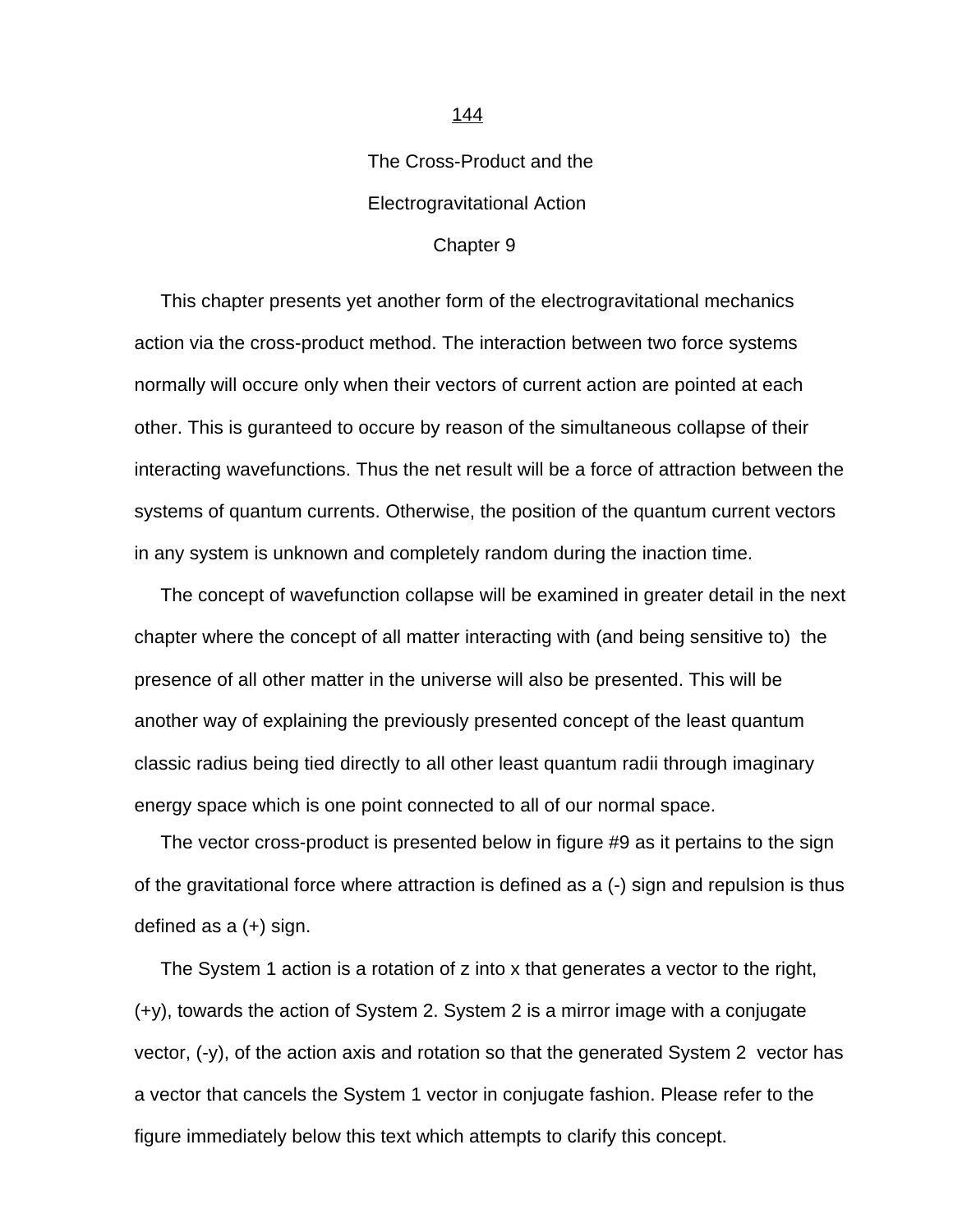# The Cross-Product and the Electrogravitational Action

## Chapter 9

This chapter presents yet another form of the electrogravitational mechanics action via the cross-product method. The interaction between two force systems normally will occure only when their vectors of current action are pointed at each other. This is guranteed to occure by reason of the simultaneous collapse of their interacting wavefunctions. Thus the net result will be a force of attraction between the systems of quantum currents. Otherwise, the position of the quantum current vectors in any system is unknown and completely random during the inaction time.

The concept of wavefunction collapse will be examined in greater detail in the next chapter where the concept of all matter interacting with (and being sensitive to) the presence of all other matter in the universe will also be presented. This will be another way of explaining the previously presented concept of the least quantum classic radius being tied directly to all other least quantum radii through imaginary energy space which is one point connected to all of our normal space.

The vector cross-product is presented below in figure #9 as it pertains to the sign of the gravitational force where attraction is defined as a (-) sign and repulsion is thus defined as a (+) sign.

The System 1 action is a rotation of z into x that generates a vector to the right, (+y), towards the action of System 2. System 2 is a mirror image with a conjugate vector, (-y), of the action axis and rotation so that the generated System 2 vector has a vector that cancels the System 1 vector in conjugate fashion. Please refer to the figure immediately below this text which attempts to clarify this concept.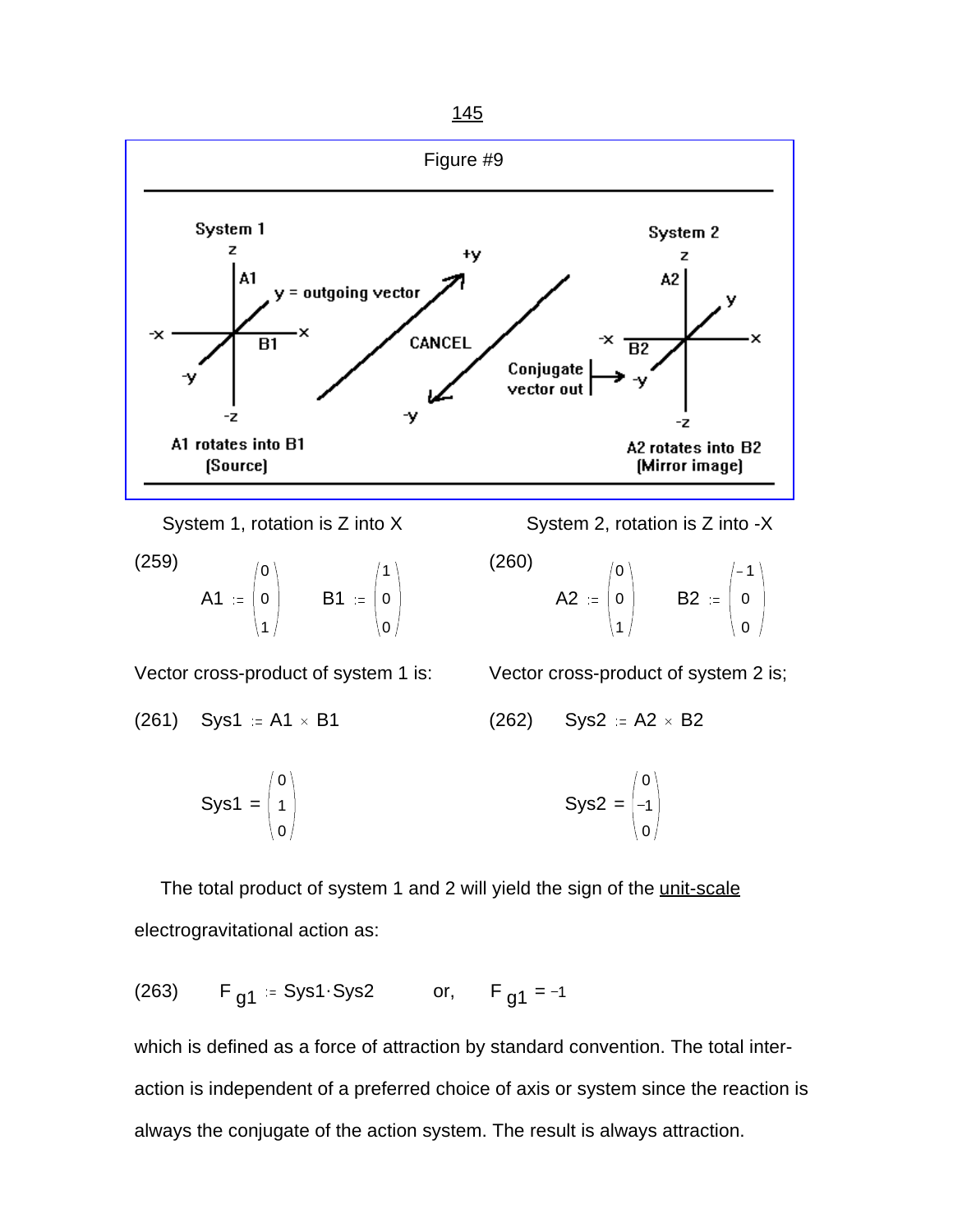Figure #9

System 1

A1 rotates into B1
(Source)

System 2

A2 rotates into B2
(Mirror image)

System 1, rotation is Z into X

(259)

$$A1 := \begin{pmatrix} 0 \\ 0 \\ 1 \end{pmatrix} \qquad B1 := \begin{pmatrix} 1 \\ 0 \\ 0 \end{pmatrix}$$

Vector cross-product of system 1 is:

(261) $Sys1 := A1 \times B1$

$$Sys1 = \begin{pmatrix} 0 \\ 1 \\ 0 \end{pmatrix}$$

System 2, rotation is Z into -X

(260)

$$A2 := \begin{pmatrix} 0 \\ 0 \\ 1 \end{pmatrix} \qquad B2 := \begin{pmatrix} -1 \\ 0 \\ 0 \end{pmatrix}$$

Vector cross-product of system 2 is;

(262) $Sys2 := A2 \times B2$

$$Sys2 = \begin{pmatrix} 0 \\ -1 \\ 0 \end{pmatrix}$$

The total product of system 1 and 2 will yield the sign of the unit-scale electrogravitational action as:

(263) $F_{g1} := Sys1 \cdot Sys2$ or, $F_{g1} = -1$

which is defined as a force of attraction by standard convention. The total interaction is independent of a preferred choice of axis or system since the reaction is always the conjugate of the action system. The result is always attraction.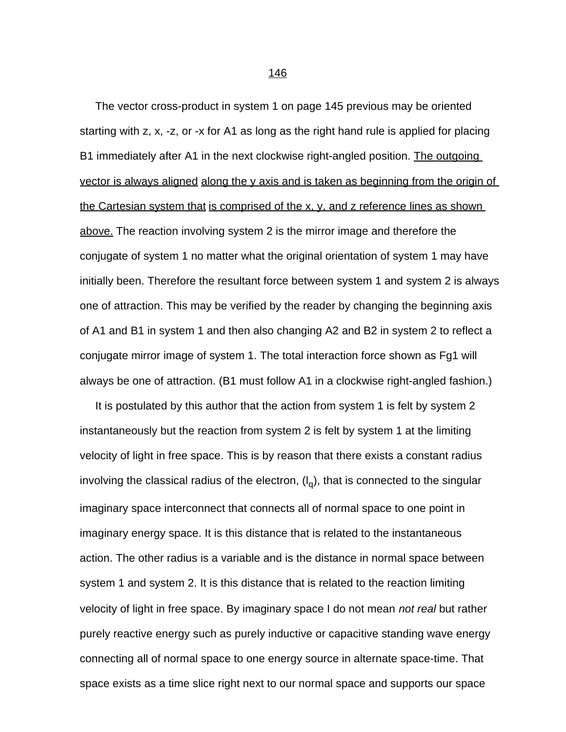The vector cross-product in system 1 on page 145 previous may be oriented starting with z, x, -z, or -x for A1 as long as the right hand rule is applied for placing B1 immediately after A1 in the next clockwise right-angled position. <u>The outgoing vector is always aligned along the y axis and is taken as beginning from the origin of the Cartesian system that is comprised of the x, y, and z reference lines as shown above.</u> The reaction involving system 2 is the mirror image and therefore the conjugate of system 1 no matter what the original orientation of system 1 may have initially been. Therefore the resultant force between system 1 and system 2 is always one of attraction. This may be verified by the reader by changing the beginning axis of A1 and B1 in system 1 and then also changing A2 and B2 in system 2 to reflect a conjugate mirror image of system 1. The total interaction force shown as Fg1 will always be one of attraction. (B1 must follow A1 in a clockwise right-angled fashion.)

It is postulated by this author that the action from system 1 is felt by system 2 instantaneously but the reaction from system 2 is felt by system 1 at the limiting velocity of light in free space. This is by reason that there exists a constant radius involving the classical radius of the electron, ($l_q$), that is connected to the singular imaginary space interconnect that connects all of normal space to one point in imaginary energy space. It is this distance that is related to the instantaneous action. The other radius is a variable and is the distance in normal space between system 1 and system 2. It is this distance that is related to the reaction limiting velocity of light in free space. By imaginary space I do not mean *not real* but rather purely reactive energy such as purely inductive or capacitive standing wave energy connecting all of normal space to one energy source in alternate space-time. That space exists as a time slice right next to our normal space and supports our space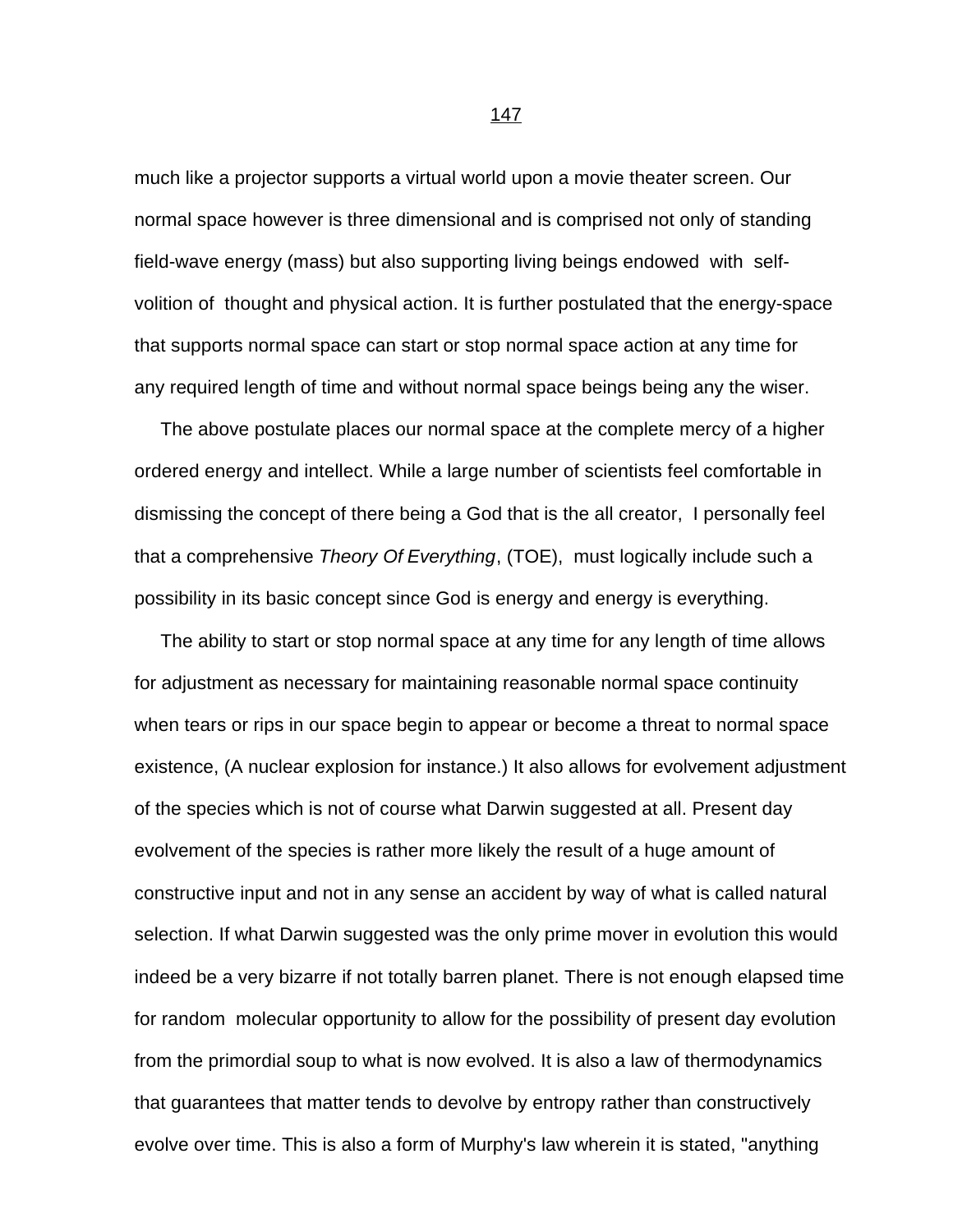much like a projector supports a virtual world upon a movie theater screen. Our normal space however is three dimensional and is comprised not only of standing field-wave energy (mass) but also supporting living beings endowed with self-volition of thought and physical action. It is further postulated that the energy-space that supports normal space can start or stop normal space action at any time for any required length of time and without normal space beings being any the wiser.

The above postulate places our normal space at the complete mercy of a higher ordered energy and intellect. While a large number of scientists feel comfortable in dismissing the concept of there being a God that is the all creator, I personally feel that a comprehensive *Theory Of Everything*, (TOE), must logically include such a possibility in its basic concept since God is energy and energy is everything.

The ability to start or stop normal space at any time for any length of time allows for adjustment as necessary for maintaining reasonable normal space continuity when tears or rips in our space begin to appear or become a threat to normal space existence, (A nuclear explosion for instance.) It also allows for evolvement adjustment of the species which is not of course what Darwin suggested at all. Present day evolvement of the species is rather more likely the result of a huge amount of constructive input and not in any sense an accident by way of what is called natural selection. If what Darwin suggested was the only prime mover in evolution this would indeed be a very bizarre if not totally barren planet. There is not enough elapsed time for random molecular opportunity to allow for the possibility of present day evolution from the primordial soup to what is now evolved. It is also a law of thermodynamics that guarantees that matter tends to devolve by entropy rather than constructively evolve over time. This is also a form of Murphy's law wherein it is stated, "anything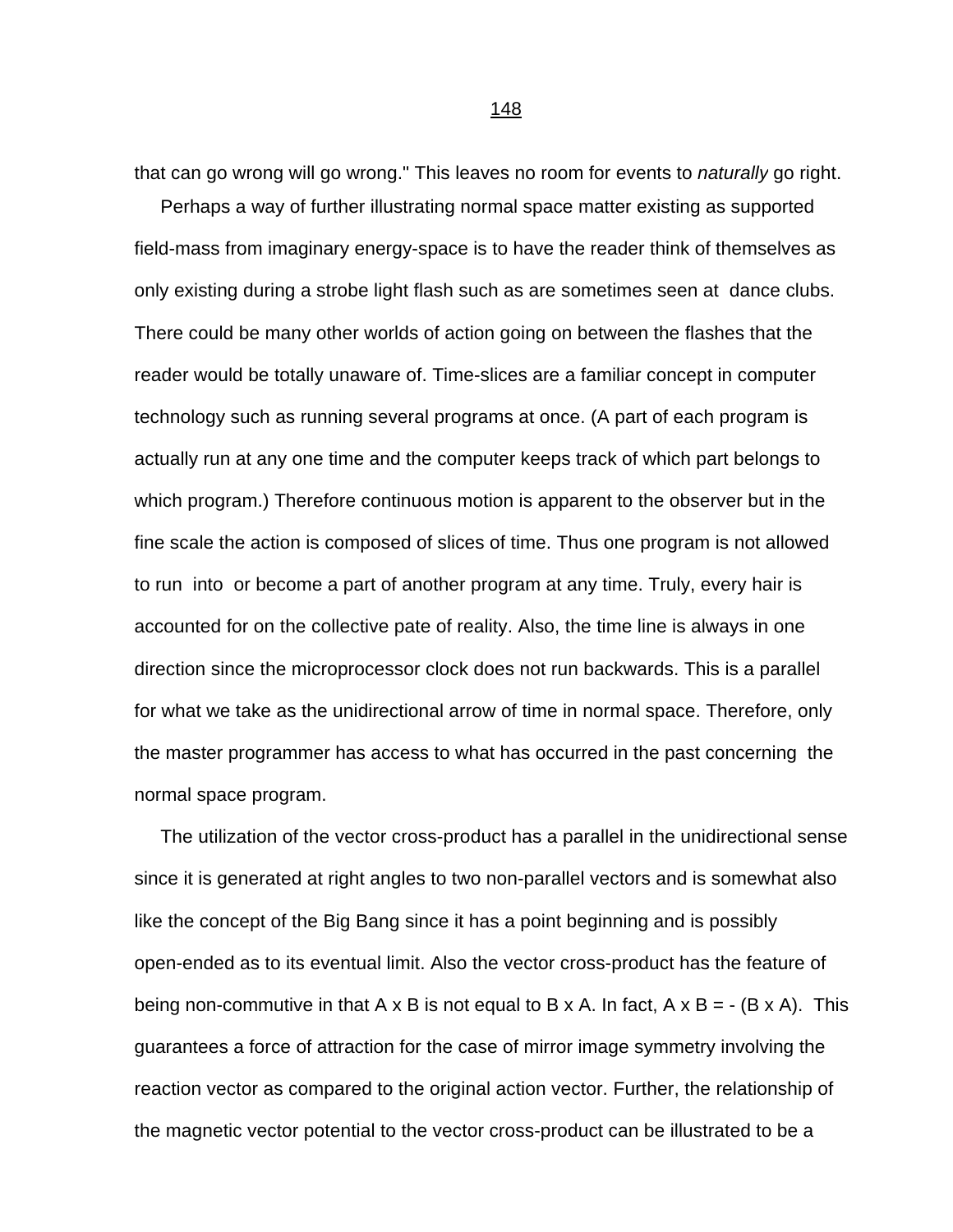that can go wrong will go wrong." This leaves no room for events to *naturally* go right.

Perhaps a way of further illustrating normal space matter existing as supported field-mass from imaginary energy-space is to have the reader think of themselves as only existing during a strobe light flash such as are sometimes seen at dance clubs. There could be many other worlds of action going on between the flashes that the reader would be totally unaware of. Time-slices are a familiar concept in computer technology such as running several programs at once. (A part of each program is actually run at any one time and the computer keeps track of which part belongs to which program.) Therefore continuous motion is apparent to the observer but in the fine scale the action is composed of slices of time. Thus one program is not allowed to run into or become a part of another program at any time. Truly, every hair is accounted for on the collective pate of reality. Also, the time line is always in one direction since the microprocessor clock does not run backwards. This is a parallel for what we take as the unidirectional arrow of time in normal space. Therefore, only the master programmer has access to what has occurred in the past concerning the normal space program.

The utilization of the vector cross-product has a parallel in the unidirectional sense since it is generated at right angles to two non-parallel vectors and is somewhat also like the concept of the Big Bang since it has a point beginning and is possibly open-ended as to its eventual limit. Also the vector cross-product has the feature of being non-commutive in that $A \times B$ is not equal to $B \times A$. In fact, $A \times B = -(B \times A)$. This guarantees a force of attraction for the case of mirror image symmetry involving the reaction vector as compared to the original action vector. Further, the relationship of the magnetic vector potential to the vector cross-product can be illustrated to be a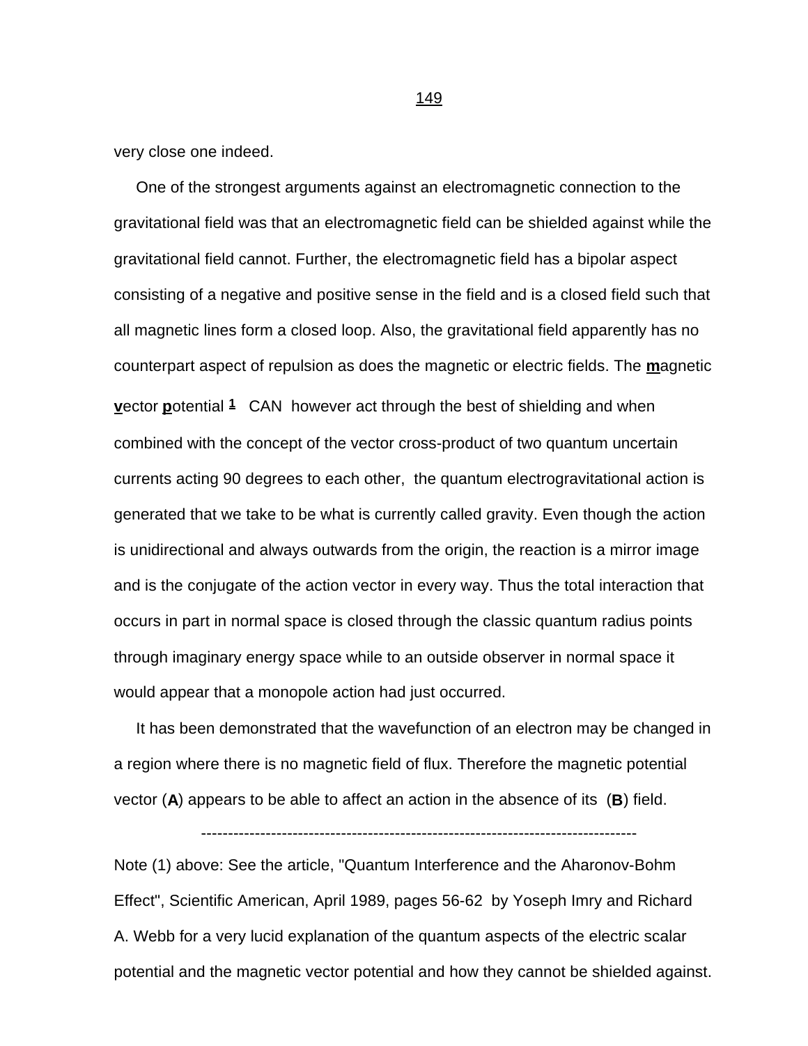very close one indeed.

One of the strongest arguments against an electromagnetic connection to the gravitational field was that an electromagnetic field can be shielded against while the gravitational field cannot. Further, the electromagnetic field has a bipolar aspect consisting of a negative and positive sense in the field and is a closed field such that all magnetic lines form a closed loop. Also, the gravitational field apparently has no counterpart aspect of repulsion as does the magnetic or electric fields. The **m**agnetic **v**ector **p**otential [1] CAN however act through the best of shielding and when combined with the concept of the vector cross-product of two quantum uncertain currents acting 90 degrees to each other, the quantum electrogravitational action is generated that we take to be what is currently called gravity. Even though the action is unidirectional and always outwards from the origin, the reaction is a mirror image and is the conjugate of the action vector in every way. Thus the total interaction that occurs in part in normal space is closed through the classic quantum radius points through imaginary energy space while to an outside observer in normal space it would appear that a monopole action had just occurred.

It has been demonstrated that the wavefunction of an electron may be changed in a region where there is no magnetic field of flux. Therefore the magnetic potential vector (**A**) appears to be able to affect an action in the absence of its (**B**) field.

---

Note (1) above: See the article, "Quantum Interference and the Aharonov-Bohm Effect", Scientific American, April 1989, pages 56-62 by Yoseph Imry and Richard A. Webb for a very lucid explanation of the quantum aspects of the electric scalar potential and the magnetic vector potential and how they cannot be shielded against.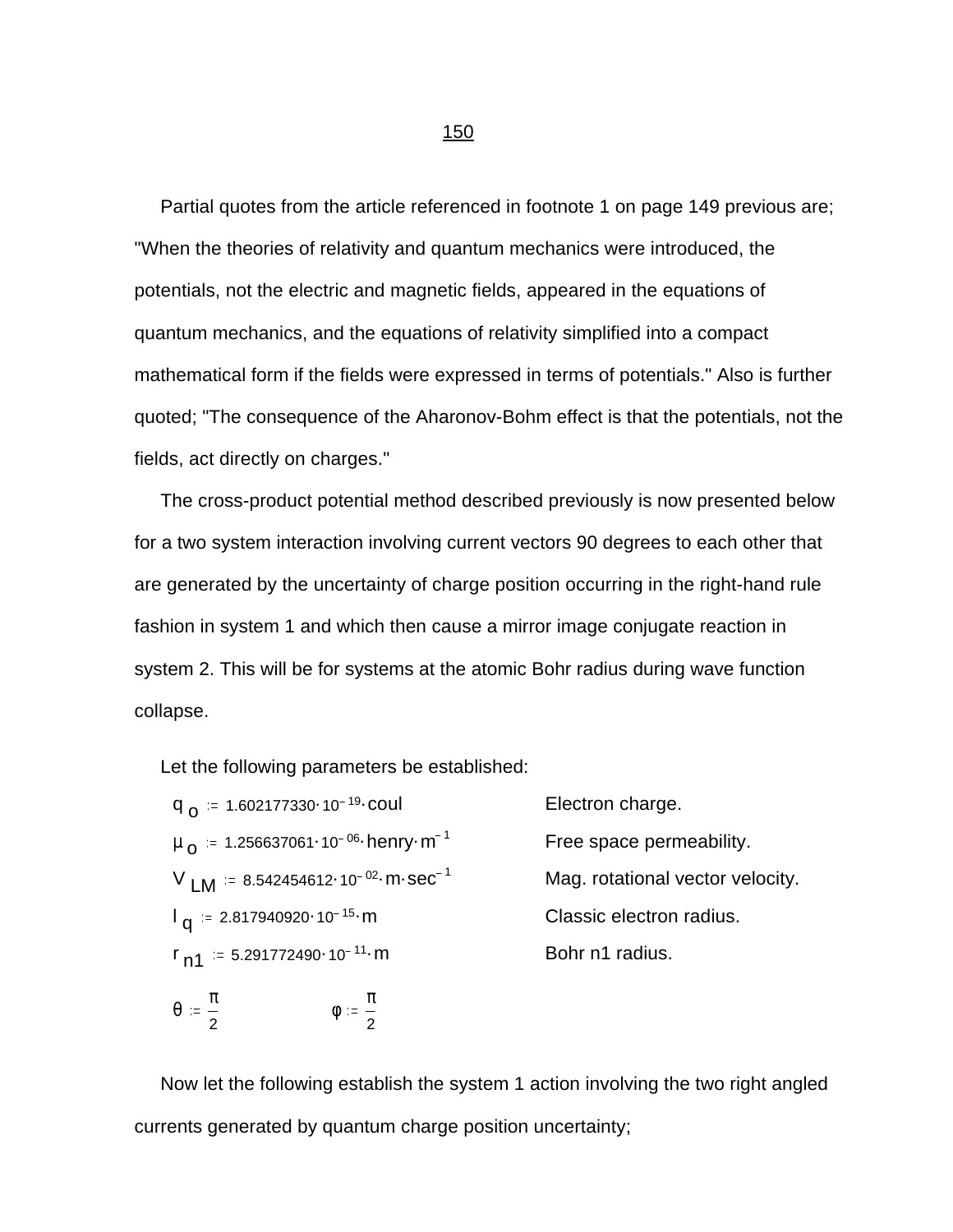Partial quotes from the article referenced in footnote 1 on page 149 previous are; "When the theories of relativity and quantum mechanics were introduced, the potentials, not the electric and magnetic fields, appeared in the equations of quantum mechanics, and the equations of relativity simplified into a compact mathematical form if the fields were expressed in terms of potentials." Also is further quoted; "The consequence of the Aharonov-Bohm effect is that the potentials, not the fields, act directly on charges."

The cross-product potential method described previously is now presented below for a two system interaction involving current vectors 90 degrees to each other that are generated by the uncertainty of charge position occurring in the right-hand rule fashion in system 1 and which then cause a mirror image conjugate reaction in system 2. This will be for systems at the atomic Bohr radius during wave function collapse.

Let the following parameters be established:

| | |
|---|---|
| $q_o := 1.602177330 \cdot 10^{-19} \cdot coul$ | Electron charge. |
| $\mu_o := 1.256637061 \cdot 10^{-06} \cdot henry \cdot m^{-1}$ | Free space permeability. |
| $V_{LM} := 8.542454612 \cdot 10^{-02} \cdot m \cdot sec^{-1}$ | Mag. rotational vector velocity. |
| $l_q := 2.817940920 \cdot 10^{-15} \cdot m$ | Classic electron radius. |
| $r_{n1} := 5.291772490 \cdot 10^{-11} \cdot m$ | Bohr n1 radius. |

$$\theta := \frac{\pi}{2} \qquad \phi := \frac{\pi}{2}$$

Now let the following establish the system 1 action involving the two right angled currents generated by quantum charge position uncertainty;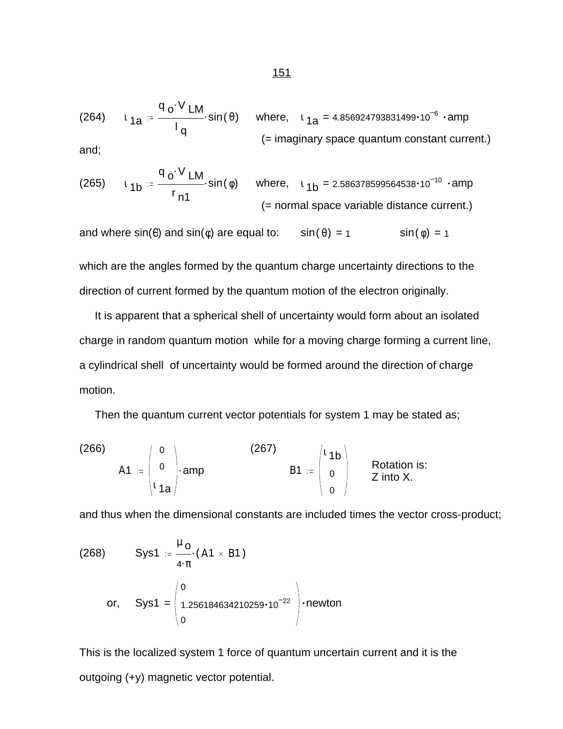(264) $$\iota_{1a} := \frac{q_o \cdot V_{LM}}{l_q} \cdot \sin(\theta) \qquad \text{where,} \quad \iota_{1a} = 4.856924793831499 \cdot 10^{-6} \cdot \text{amp}$$

(= imaginary space quantum constant current.)

and;

(265) $$\iota_{1b} := \frac{q_o \cdot V_{LM}}{r_{n1}} \cdot \sin(\varphi) \qquad \text{where,} \quad \iota_{1b} = 2.586378599564538 \cdot 10^{-10} \cdot \text{amp}$$

(= normal space variable distance current.)

and where sin(θ) and sin(φ) are equal to: $\sin(\theta) = 1$ $\sin(\varphi) = 1$

which are the angles formed by the quantum charge uncertainty directions to the direction of current formed by the quantum motion of the electron originally.

It is apparent that a spherical shell of uncertainty would form about an isolated charge in random quantum motion while for a moving charge forming a current line, a cylindrical shell of uncertainty would be formed around the direction of charge motion.

Then the quantum current vector potentials for system 1 may be stated as;

(266) $$A1 := \begin{pmatrix} 0 \\ 0 \\ \iota_{1a} \end{pmatrix} \cdot \text{amp}$$

(267) $$B1 := \begin{pmatrix} \iota_{1b} \\ 0 \\ 0 \end{pmatrix}$$

Rotation is: Z into X.

and thus when the dimensional constants are included times the vector cross-product;

(268) $$\text{Sys1} := \frac{\mu_o}{4 \cdot \pi} \cdot (A1 \times B1)$$

or, $$\text{Sys1} = \begin{pmatrix} 0 \\ 1.256184634210259 \cdot 10^{-22} \\ 0 \end{pmatrix} \cdot \text{newton}$$

This is the localized system 1 force of quantum uncertain current and it is the outgoing (+y) magnetic vector potential.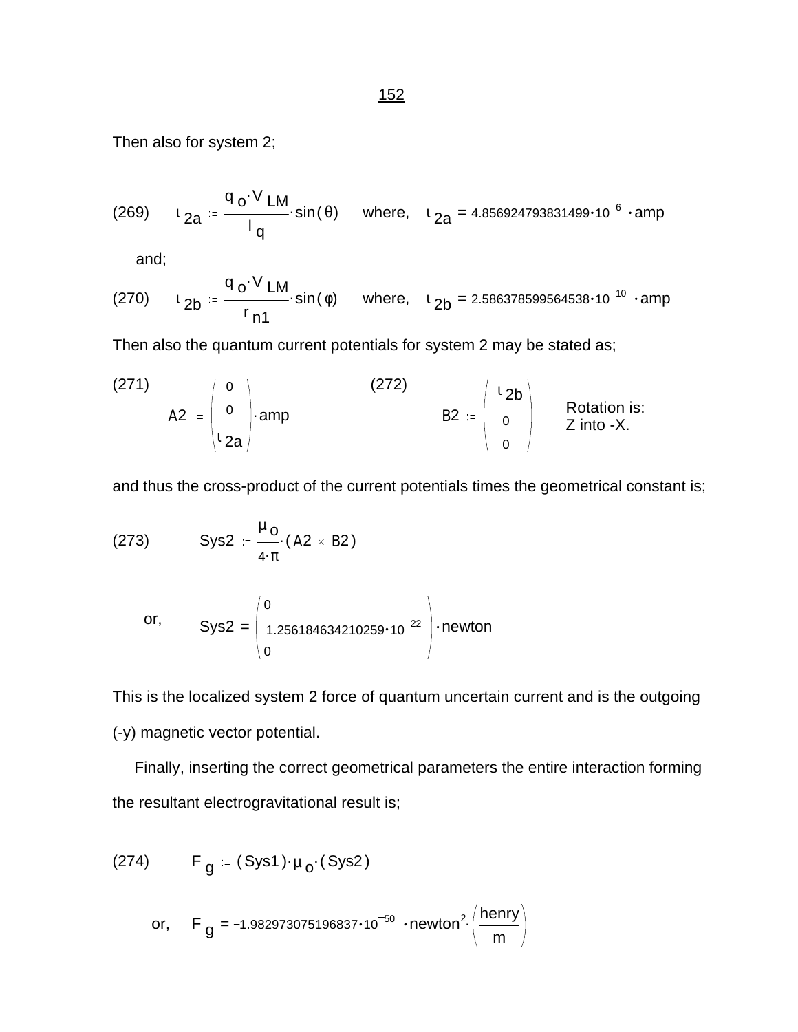Then also for system 2;

(269) $$\iota_{2a} := \frac{q_o \cdot V_{LM}}{l_q} \cdot \sin(\theta) \quad \text{where,} \quad \iota_{2a} = 4.856924793831499 \cdot 10^{-6} \cdot \text{amp}$$

and;

(270) $$\iota_{2b} := \frac{q_o \cdot V_{LM}}{r_{n1}} \cdot \sin(\varphi) \quad \text{where,} \quad \iota_{2b} = 2.586378599564538 \cdot 10^{-10} \cdot \text{amp}$$

Then also the quantum current potentials for system 2 may be stated as;

(271) $$A2 := \begin{pmatrix} 0 \\ 0 \\ \iota_{2a} \end{pmatrix} \cdot \text{amp}$$

(272) $$B2 := \begin{pmatrix} -\iota_{2b} \\ 0 \\ 0 \end{pmatrix}$$

Rotation is: Z into -X.

and thus the cross-product of the current potentials times the geometrical constant is;

(273) $$Sys2 := \frac{\mu_o}{4 \cdot \pi} \cdot (A2 \times B2)$$

or, $$Sys2 = \begin{pmatrix} 0 \\ -1.256184634210259 \cdot 10^{-22} \\ 0 \end{pmatrix} \cdot \text{newton}$$

This is the localized system 2 force of quantum uncertain current and is the outgoing (-y) magnetic vector potential.

Finally, inserting the correct geometrical parameters the entire interaction forming the resultant electrogravitational result is;

(274) $$F_g := (Sys1) \cdot \mu_o \cdot (Sys2)$$

or, $$F_g = -1.982973075196837 \cdot 10^{-50} \cdot \text{newton}^2 \cdot \left(\frac{\text{henry}}{\text{m}}\right)$$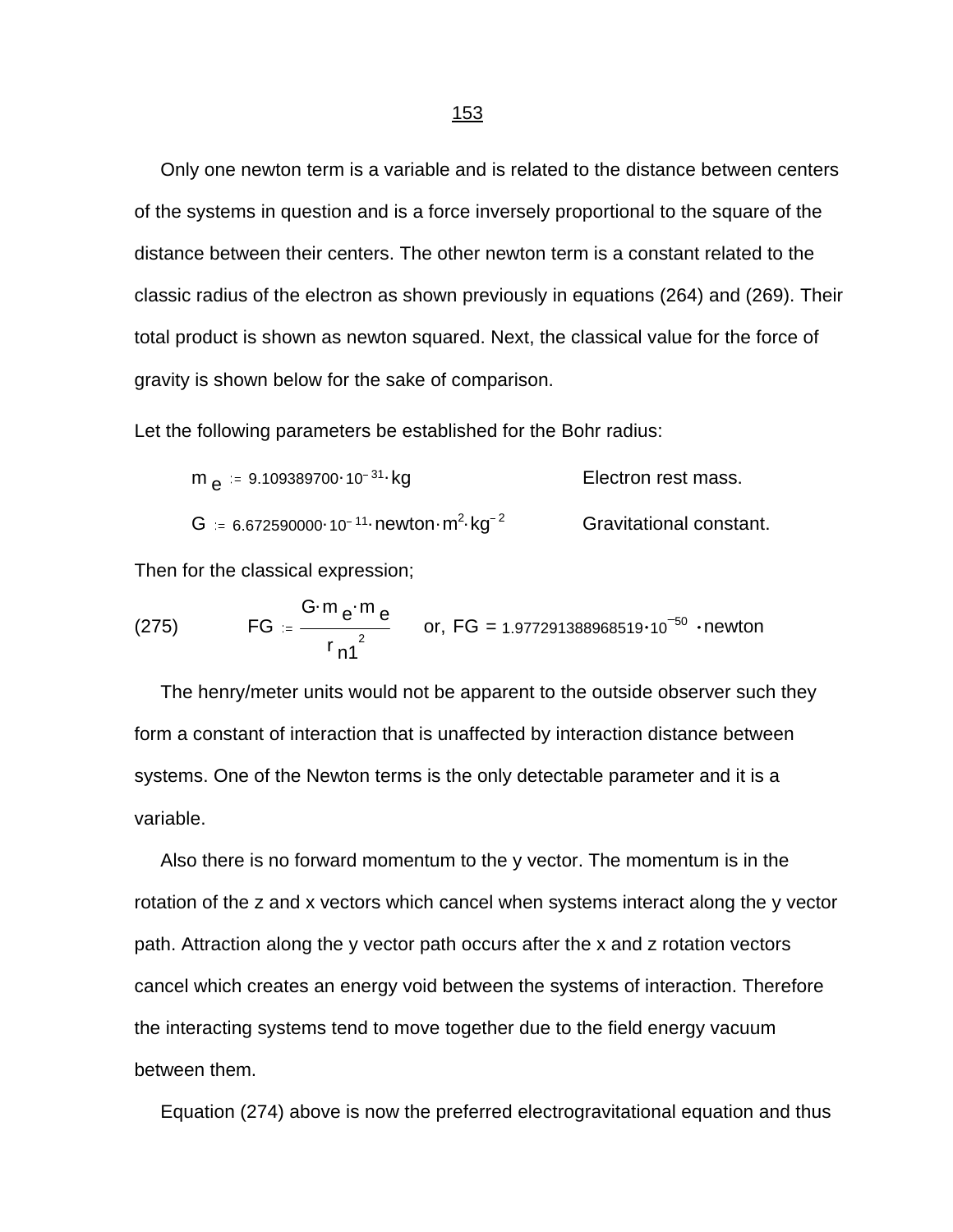Only one newton term is a variable and is related to the distance between centers of the systems in question and is a force inversely proportional to the square of the distance between their centers. The other newton term is a constant related to the classic radius of the electron as shown previously in equations (264) and (269). Their total product is shown as newton squared. Next, the classical value for the force of gravity is shown below for the sake of comparison.

Let the following parameters be established for the Bohr radius:

$m_e := 9.109389700 \cdot 10^{-31} \cdot \text{kg}$ Electron rest mass.

$G := 6.672590000 \cdot 10^{-11} \cdot \text{newton} \cdot \text{m}^2 \cdot \text{kg}^{-2}$ Gravitational constant.

Then for the classical expression;

$$FG := \frac{G \cdot m_e \cdot m_e}{r_{n1}^{\,2}} \quad \text{or,} \quad FG = 1.977291388968519 \cdot 10^{-50} \cdot \text{newton} \tag{275}$$

The henry/meter units would not be apparent to the outside observer such they form a constant of interaction that is unaffected by interaction distance between systems. One of the Newton terms is the only detectable parameter and it is a variable.

Also there is no forward momentum to the y vector. The momentum is in the rotation of the z and x vectors which cancel when systems interact along the y vector path. Attraction along the y vector path occurs after the x and z rotation vectors cancel which creates an energy void between the systems of interaction. Therefore the interacting systems tend to move together due to the field energy vacuum between them.

Equation (274) above is now the preferred electrogravitational equation and thus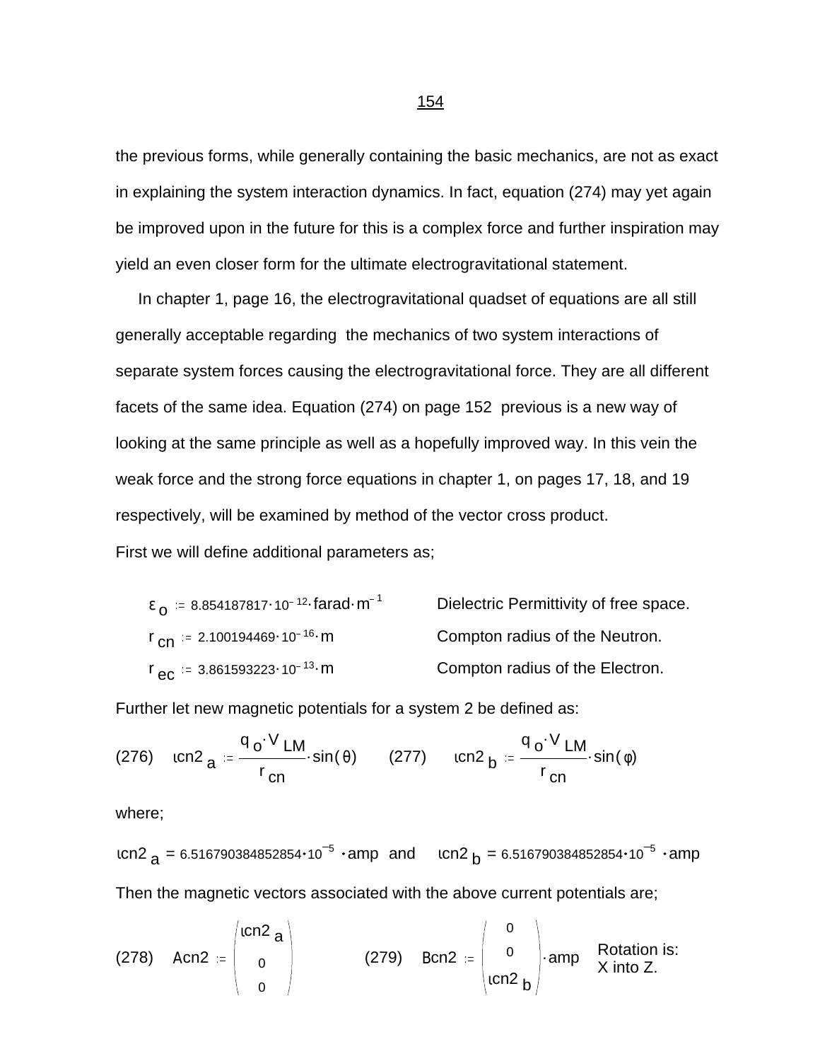the previous forms, while generally containing the basic mechanics, are not as exact in explaining the system interaction dynamics. In fact, equation (274) may yet again be improved upon in the future for this is a complex force and further inspiration may yield an even closer form for the ultimate electrogravitational statement.

In chapter 1, page 16, the electrogravitational quadset of equations are all still generally acceptable regarding the mechanics of two system interactions of separate system forces causing the electrogravitational force. They are all different facets of the same idea. Equation (274) on page 152 previous is a new way of looking at the same principle as well as a hopefully improved way. In this vein the weak force and the strong force equations in chapter 1, on pages 17, 18, and 19 respectively, will be examined by method of the vector cross product.

First we will define additional parameters as;

| | |
|---|---|
| $\varepsilon_o := 8.854187817 \cdot 10^{-12} \cdot \text{farad} \cdot \text{m}^{-1}$ | Dielectric Permittivity of free space. |
| $r_{cn} := 2.100194469 \cdot 10^{-16} \cdot \text{m}$ | Compton radius of the Neutron. |
| $r_{ec} := 3.861593223 \cdot 10^{-13} \cdot \text{m}$ | Compton radius of the Electron. |

Further let new magnetic potentials for a system 2 be defined as:

(276) $\iota cn2_a := \dfrac{q_o \cdot V_{LM}}{r_{cn}} \cdot \sin(\theta)$ (277) $\iota cn2_b := \dfrac{q_o \cdot V_{LM}}{r_{cn}} \cdot \sin(\phi)$

where;

$\iota cn2_a = 6.516790384852854 \cdot 10^{-5} \cdot \text{amp}$ and $\iota cn2_b = 6.516790384852854 \cdot 10^{-5} \cdot \text{amp}$

Then the magnetic vectors associated with the above current potentials are;

(278) $Acn2 := \begin{pmatrix} \iota cn2_a \\ 0 \\ 0 \end{pmatrix}$ (279) $Bcn2 := \begin{pmatrix} 0 \\ 0 \\ \iota cn2_b \end{pmatrix} \cdot \text{amp}$ Rotation is: X into Z.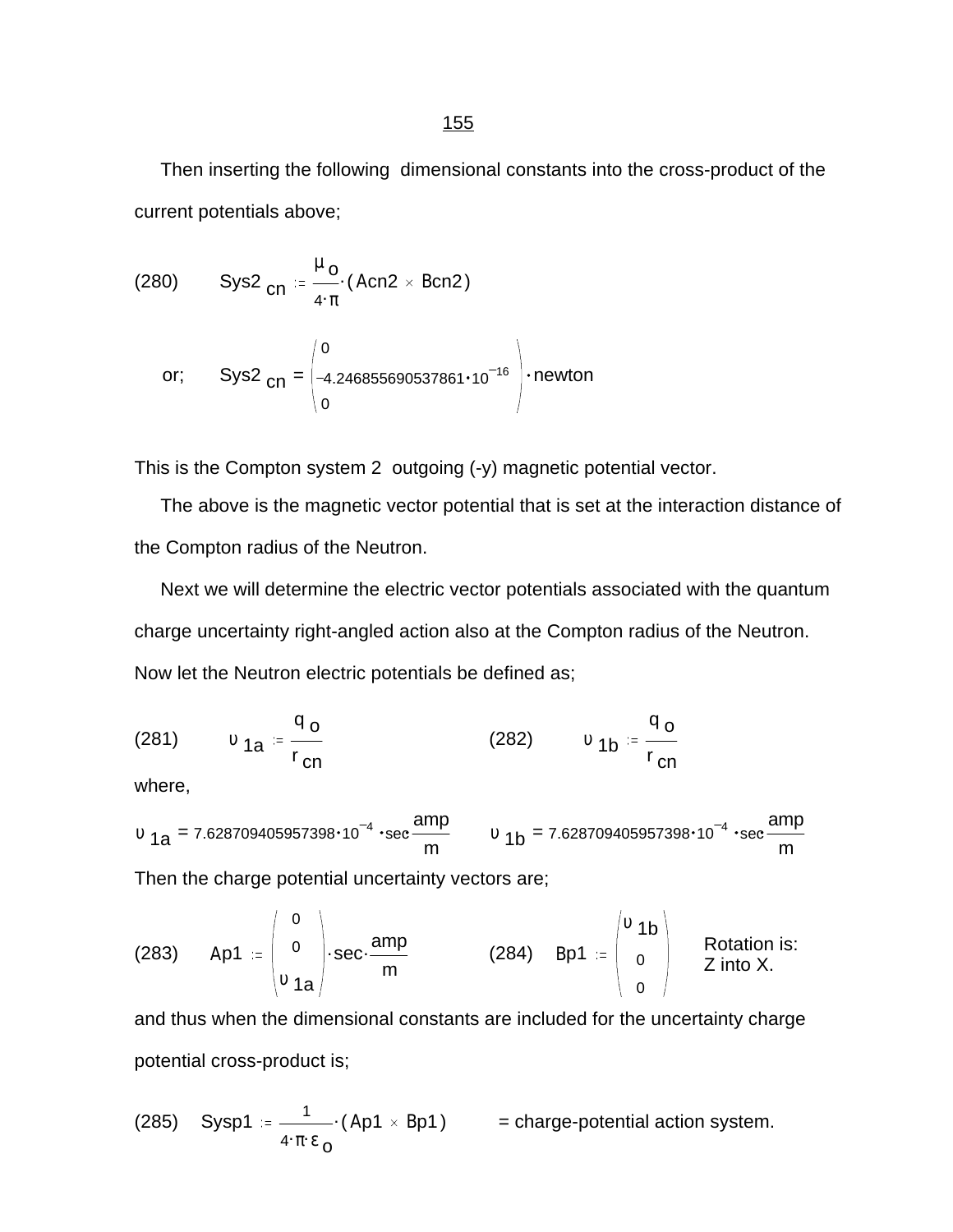Then inserting the following dimensional constants into the cross-product of the current potentials above;

(280) $$\mathrm{Sys2}_{cn} := \frac{\mu_o}{4 \cdot \pi} \cdot (\mathrm{Acn2} \times \mathrm{Bcn2})$$

or; $$\mathrm{Sys2}_{cn} = \begin{pmatrix} 0 \\ -4.246855690537861 \cdot 10^{-16} \\ 0 \end{pmatrix} \cdot \mathrm{newton}$$

This is the Compton system 2 outgoing (-y) magnetic potential vector.

The above is the magnetic vector potential that is set at the interaction distance of the Compton radius of the Neutron.

Next we will determine the electric vector potentials associated with the quantum charge uncertainty right-angled action also at the Compton radius of the Neutron. Now let the Neutron electric potentials be defined as;

(281) $$\upsilon_{1a} := \frac{q_o}{r_{cn}}$$ (282) $$\upsilon_{1b} := \frac{q_o}{r_{cn}}$$

where,

$$\upsilon_{1a} = 7.628709405957398 \cdot 10^{-4} \cdot \mathrm{sec} \frac{\mathrm{amp}}{\mathrm{m}} \qquad \upsilon_{1b} = 7.628709405957398 \cdot 10^{-4} \cdot \mathrm{sec} \frac{\mathrm{amp}}{\mathrm{m}}$$

Then the charge potential uncertainty vectors are;

(283) $$\mathrm{Ap1} := \begin{pmatrix} 0 \\ 0 \\ \upsilon_{1a} \end{pmatrix} \cdot \mathrm{sec} \cdot \frac{\mathrm{amp}}{\mathrm{m}}$$ (284) $$\mathrm{Bp1} := \begin{pmatrix} \upsilon_{1b} \\ 0 \\ 0 \end{pmatrix}$$ Rotation is: Z into X.

and thus when the dimensional constants are included for the uncertainty charge potential cross-product is;

(285) $$\mathrm{Sysp1} := \frac{1}{4 \cdot \pi \cdot \varepsilon_o} \cdot (\mathrm{Ap1} \times \mathrm{Bp1})$$ = charge-potential action system.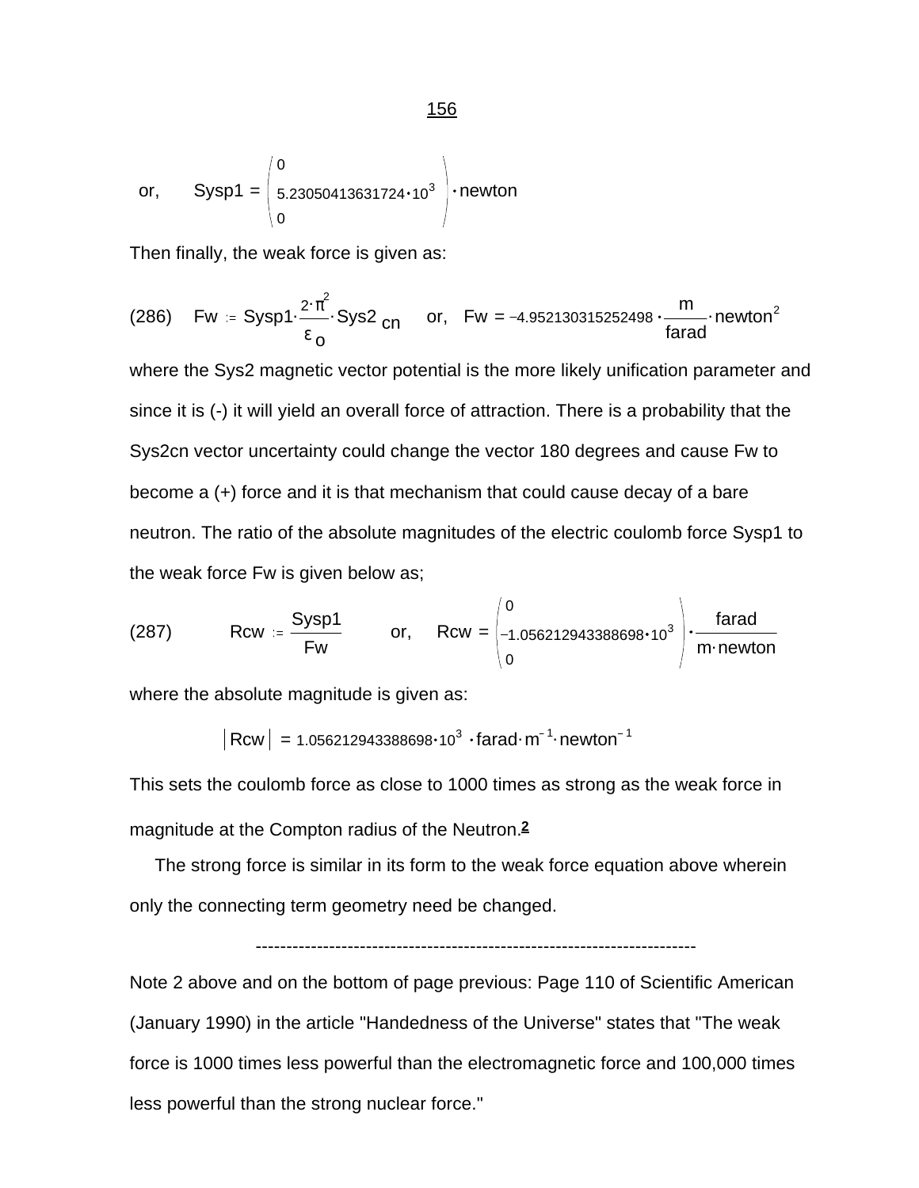or, $\quad \text{Sysp1} = \begin{pmatrix} 0 \\ 5.23050413631724 \cdot 10^{3} \\ 0 \end{pmatrix} \cdot \text{newton}$

Then finally, the weak force is given as:

(286) $\quad \text{Fw} := \text{Sysp1} \cdot \dfrac{2 \cdot \pi^{2}}{\varepsilon_{o}} \cdot \text{Sys2}_{cn} \quad$ or, $\quad \text{Fw} = -4.952130315252498 \cdot \dfrac{\text{m}}{\text{farad}} \cdot \text{newton}^{2}$

where the Sys2 magnetic vector potential is the more likely unification parameter and since it is (-) it will yield an overall force of attraction. There is a probability that the Sys2cn vector uncertainty could change the vector 180 degrees and cause Fw to become a (+) force and it is that mechanism that could cause decay of a bare neutron. The ratio of the absolute magnitudes of the electric coulomb force Sysp1 to the weak force Fw is given below as;

(287) $\quad \text{Rcw} := \dfrac{\text{Sysp1}}{\text{Fw}} \quad$ or, $\quad \text{Rcw} = \begin{pmatrix} 0 \\ -1.056212943388698 \cdot 10^{3} \\ 0 \end{pmatrix} \cdot \dfrac{\text{farad}}{\text{m} \cdot \text{newton}}$

where the absolute magnitude is given as:

$$|\text{Rcw}| = 1.056212943388698 \cdot 10^{3} \cdot \text{farad} \cdot \text{m}^{-1} \cdot \text{newton}^{-1}$$

This sets the coulomb force as close to 1000 times as strong as the weak force in magnitude at the Compton radius of the Neutron.[2]

The strong force is similar in its form to the weak force equation above wherein only the connecting term geometry need be changed.

---

Note 2 above and on the bottom of page previous: Page 110 of Scientific American (January 1990) in the article "Handedness of the Universe" states that "The weak force is 1000 times less powerful than the electromagnetic force and 100,000 times less powerful than the strong nuclear force."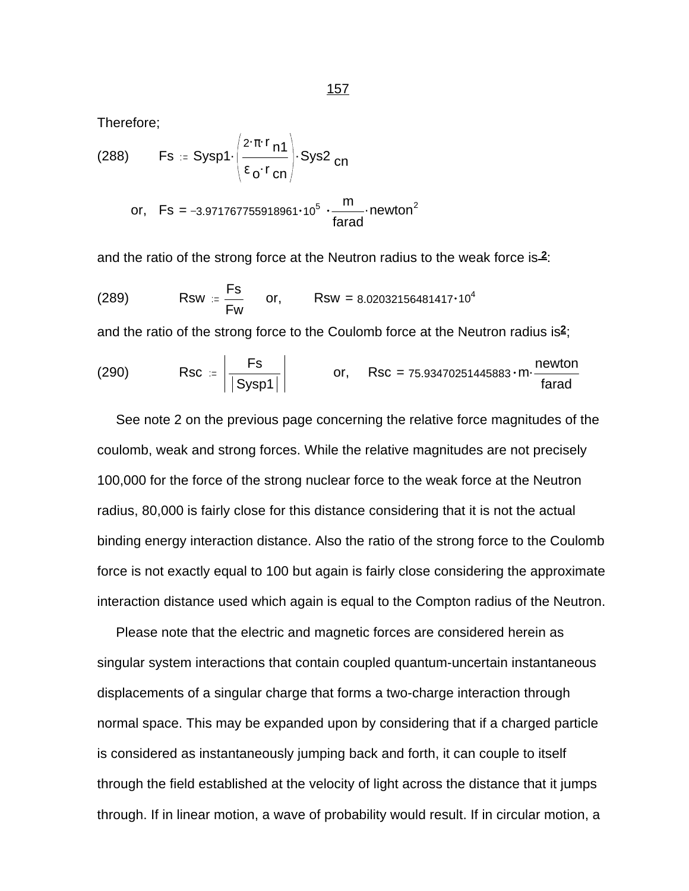Therefore;

$$(288) \qquad Fs := Sysp1 \cdot \left( \frac{2 \cdot \pi \cdot r_{n1}}{\varepsilon_o \cdot r_{cn}} \right) \cdot Sys2_{cn}$$

$$\text{or,} \quad Fs = -3.971767755918961 \cdot 10^5 \cdot \frac{m}{farad} \cdot newton^2$$

and the ratio of the strong force at the Neutron radius to the weak force is [2]:

$$(289) \qquad Rsw := \frac{Fs}{Fw} \qquad \text{or,} \qquad Rsw = 8.02032156481417 \cdot 10^4$$

and the ratio of the strong force to the Coulomb force at the Neutron radius is [2];

$$(290) \qquad Rsc := \left| \frac{Fs}{|Sysp1|} \right| \qquad \text{or,} \quad Rsc = 75.93470251445883 \cdot m \cdot \frac{newton}{farad}$$

See note 2 on the previous page concerning the relative force magnitudes of the coulomb, weak and strong forces. While the relative magnitudes are not precisely 100,000 for the force of the strong nuclear force to the weak force at the Neutron radius, 80,000 is fairly close for this distance considering that it is not the actual binding energy interaction distance. Also the ratio of the strong force to the Coulomb force is not exactly equal to 100 but again is fairly close considering the approximate interaction distance used which again is equal to the Compton radius of the Neutron.

Please note that the electric and magnetic forces are considered herein as singular system interactions that contain coupled quantum-uncertain instantaneous displacements of a singular charge that forms a two-charge interaction through normal space. This may be expanded upon by considering that if a charged particle is considered as instantaneously jumping back and forth, it can couple to itself through the field established at the velocity of light across the distance that it jumps through. If in linear motion, a wave of probability would result. If in circular motion, a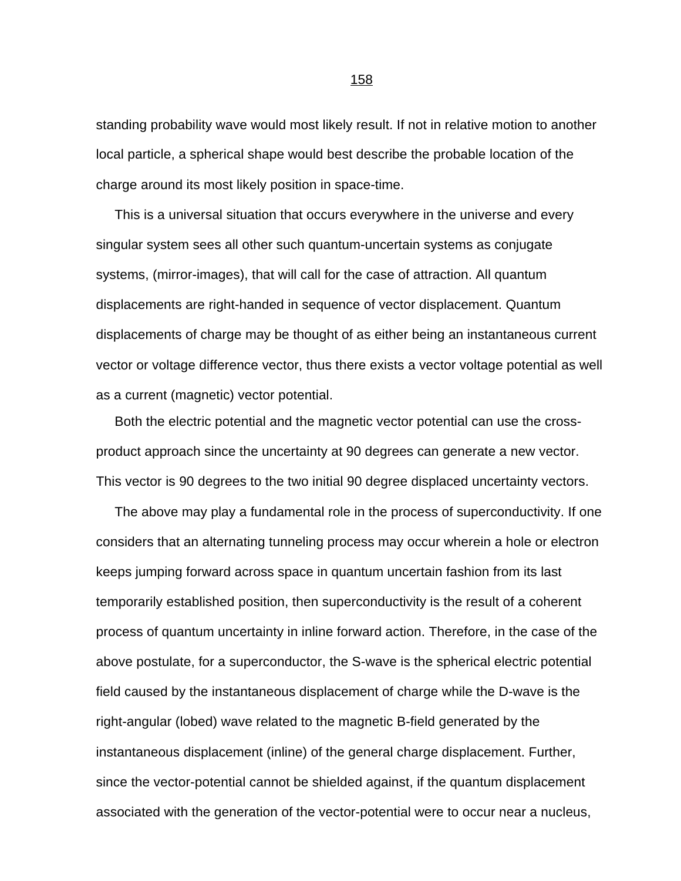standing probability wave would most likely result. If not in relative motion to another local particle, a spherical shape would best describe the probable location of the charge around its most likely position in space-time.

This is a universal situation that occurs everywhere in the universe and every singular system sees all other such quantum-uncertain systems as conjugate systems, (mirror-images), that will call for the case of attraction. All quantum displacements are right-handed in sequence of vector displacement. Quantum displacements of charge may be thought of as either being an instantaneous current vector or voltage difference vector, thus there exists a vector voltage potential as well as a current (magnetic) vector potential.

Both the electric potential and the magnetic vector potential can use the cross-product approach since the uncertainty at 90 degrees can generate a new vector. This vector is 90 degrees to the two initial 90 degree displaced uncertainty vectors.

The above may play a fundamental role in the process of superconductivity. If one considers that an alternating tunneling process may occur wherein a hole or electron keeps jumping forward across space in quantum uncertain fashion from its last temporarily established position, then superconductivity is the result of a coherent process of quantum uncertainty in inline forward action. Therefore, in the case of the above postulate, for a superconductor, the S-wave is the spherical electric potential field caused by the instantaneous displacement of charge while the D-wave is the right-angular (lobed) wave related to the magnetic B-field generated by the instantaneous displacement (inline) of the general charge displacement. Further, since the vector-potential cannot be shielded against, if the quantum displacement associated with the generation of the vector-potential were to occur near a nucleus,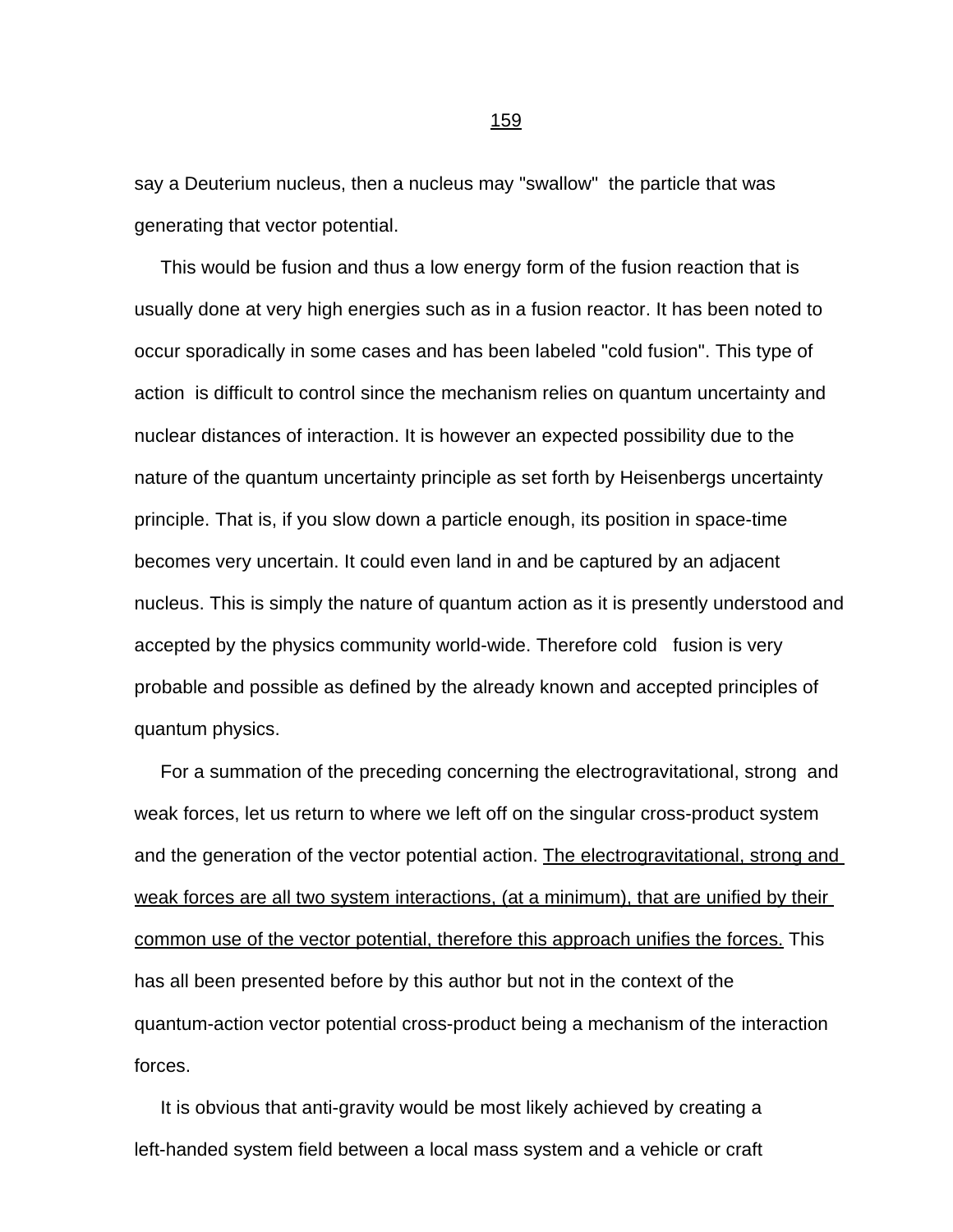say a Deuterium nucleus, then a nucleus may "swallow" the particle that was generating that vector potential.

This would be fusion and thus a low energy form of the fusion reaction that is usually done at very high energies such as in a fusion reactor. It has been noted to occur sporadically in some cases and has been labeled "cold fusion". This type of action is difficult to control since the mechanism relies on quantum uncertainty and nuclear distances of interaction. It is however an expected possibility due to the nature of the quantum uncertainty principle as set forth by Heisenbergs uncertainty principle. That is, if you slow down a particle enough, its position in space-time becomes very uncertain. It could even land in and be captured by an adjacent nucleus. This is simply the nature of quantum action as it is presently understood and accepted by the physics community world-wide. Therefore cold fusion is very probable and possible as defined by the already known and accepted principles of quantum physics.

For a summation of the preceding concerning the electrogravitational, strong and weak forces, let us return to where we left off on the singular cross-product system and the generation of the vector potential action. <u>The electrogravitational, strong and weak forces are all two system interactions, (at a minimum), that are unified by their common use of the vector potential, therefore this approach unifies the forces.</u> This has all been presented before by this author but not in the context of the quantum-action vector potential cross-product being a mechanism of the interaction forces.

It is obvious that anti-gravity would be most likely achieved by creating a left-handed system field between a local mass system and a vehicle or craft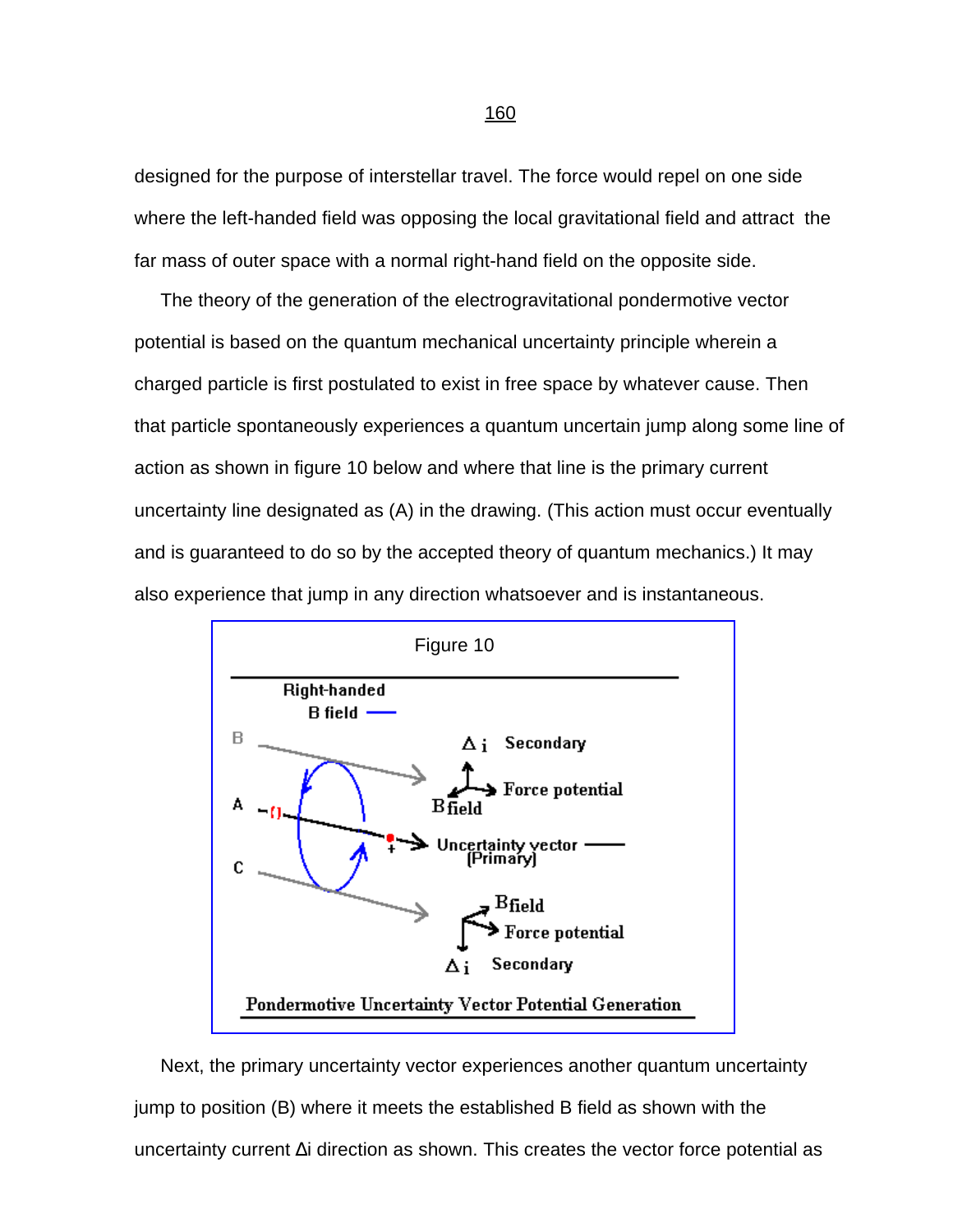designed for the purpose of interstellar travel. The force would repel on one side where the left-handed field was opposing the local gravitational field and attract the far mass of outer space with a normal right-hand field on the opposite side.

The theory of the generation of the electrogravitational pondermotive vector potential is based on the quantum mechanical uncertainty principle wherein a charged particle is first postulated to exist in free space by whatever cause. Then that particle spontaneously experiences a quantum uncertain jump along some line of action as shown in figure 10 below and where that line is the primary current uncertainty line designated as (A) in the drawing. (This action must occur eventually and is guaranteed to do so by the accepted theory of quantum mechanics.) It may also experience that jump in any direction whatsoever and is instantaneous.

Figure 10

Right-handed B field

B

A

C

$\Delta$ i Secondary

B field

Force potential

Uncertainty vector (Primary)

B field

Force potential

$\Delta$ i Secondary

Pondermotive Uncertainty Vector Potential Generation

Next, the primary uncertainty vector experiences another quantum uncertainty jump to position (B) where it meets the established B field as shown with the uncertainty current Δi direction as shown. This creates the vector force potential as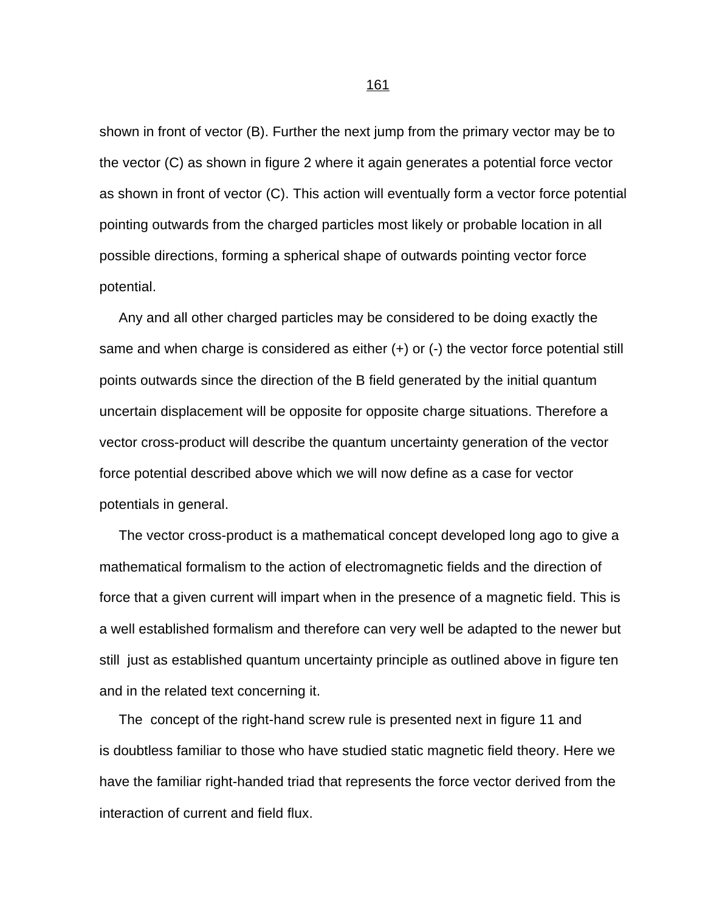shown in front of vector (B). Further the next jump from the primary vector may be to the vector (C) as shown in figure 2 where it again generates a potential force vector as shown in front of vector (C). This action will eventually form a vector force potential pointing outwards from the charged particles most likely or probable location in all possible directions, forming a spherical shape of outwards pointing vector force potential.

Any and all other charged particles may be considered to be doing exactly the same and when charge is considered as either (+) or (-) the vector force potential still points outwards since the direction of the B field generated by the initial quantum uncertain displacement will be opposite for opposite charge situations. Therefore a vector cross-product will describe the quantum uncertainty generation of the vector force potential described above which we will now define as a case for vector potentials in general.

The vector cross-product is a mathematical concept developed long ago to give a mathematical formalism to the action of electromagnetic fields and the direction of force that a given current will impart when in the presence of a magnetic field. This is a well established formalism and therefore can very well be adapted to the newer but still just as established quantum uncertainty principle as outlined above in figure ten and in the related text concerning it.

The concept of the right-hand screw rule is presented next in figure 11 and is doubtless familiar to those who have studied static magnetic field theory. Here we have the familiar right-handed triad that represents the force vector derived from the interaction of current and field flux.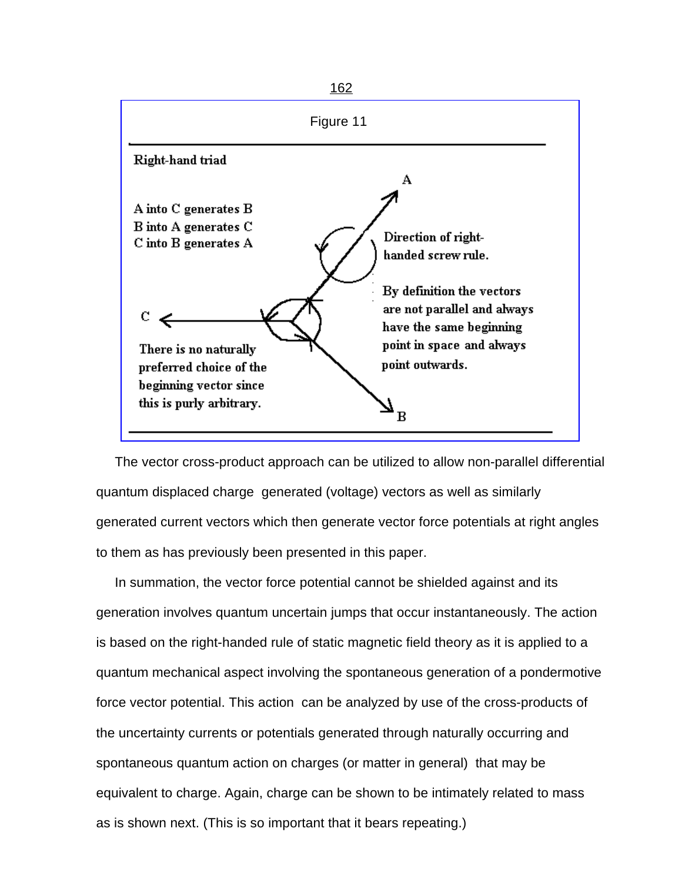Figure 11

**Right-hand triad**

A into C generates B
B into A generates C
C into B generates A

Direction of right-handed screw rule.

By definition the vectors are not parallel and always have the same beginning point in space and always point outwards.

There is no naturally preferred choice of the beginning vector since this is purly arbitrary.

The vector cross-product approach can be utilized to allow non-parallel differential quantum displaced charge generated (voltage) vectors as well as similarly generated current vectors which then generate vector force potentials at right angles to them as has previously been presented in this paper.

In summation, the vector force potential cannot be shielded against and its generation involves quantum uncertain jumps that occur instantaneously. The action is based on the right-handed rule of static magnetic field theory as it is applied to a quantum mechanical aspect involving the spontaneous generation of a pondermotive force vector potential. This action can be analyzed by use of the cross-products of the uncertainty currents or potentials generated through naturally occurring and spontaneous quantum action on charges (or matter in general) that may be equivalent to charge. Again, charge can be shown to be intimately related to mass as is shown next. (This is so important that it bears repeating.)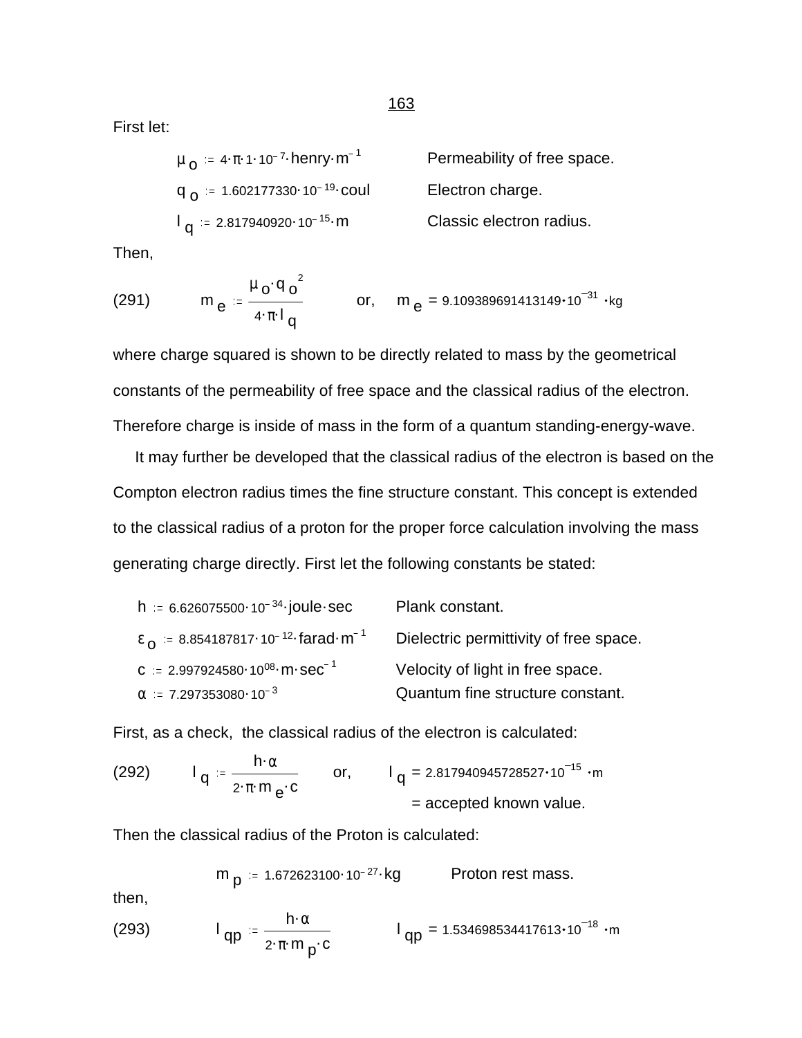First let:

$$\mu_o := 4\cdot\pi\cdot 1\cdot 10^{-7}\cdot henry\cdot m^{-1}$$ Permeability of free space.

$$q_o := 1.602177330\cdot 10^{-19}\cdot coul$$ Electron charge.

$$l_q := 2.817940920\cdot 10^{-15}\cdot m$$ Classic electron radius.

Then,

(291) $$m_e := \frac{\mu_o\cdot q_o^2}{4\cdot\pi\cdot l_q} \quad \text{or,} \quad m_e = 9.109389691413149\cdot 10^{-31}\cdot kg$$

where charge squared is shown to be directly related to mass by the geometrical constants of the permeability of free space and the classical radius of the electron. Therefore charge is inside of mass in the form of a quantum standing-energy-wave.

It may further be developed that the classical radius of the electron is based on the Compton electron radius times the fine structure constant. This concept is extended to the classical radius of a proton for the proper force calculation involving the mass generating charge directly. First let the following constants be stated:

$$h := 6.626075500\cdot 10^{-34}\cdot joule\cdot sec$$ Plank constant.

$$\varepsilon_o := 8.854187817\cdot 10^{-12}\cdot farad\cdot m^{-1}$$ Dielectric permittivity of free space.

$$c := 2.997924580\cdot 10^{08}\cdot m\cdot sec^{-1}$$ Velocity of light in free space.

$$\alpha := 7.297353080\cdot 10^{-3}$$ Quantum fine structure constant.

First, as a check, the classical radius of the electron is calculated:

(292) $$l_q := \frac{h\cdot\alpha}{2\cdot\pi\cdot m_e\cdot c} \quad \text{or,} \quad l_q = 2.817940945728527\cdot 10^{-15}\cdot m$$

= accepted known value.

Then the classical radius of the Proton is calculated:

$$m_p := 1.672623100\cdot 10^{-27}\cdot kg$$ Proton rest mass.

then,

(293) $$l_{qp} := \frac{h\cdot\alpha}{2\cdot\pi\cdot m_p\cdot c} \quad l_{qp} = 1.534698534417613\cdot 10^{-18}\cdot m$$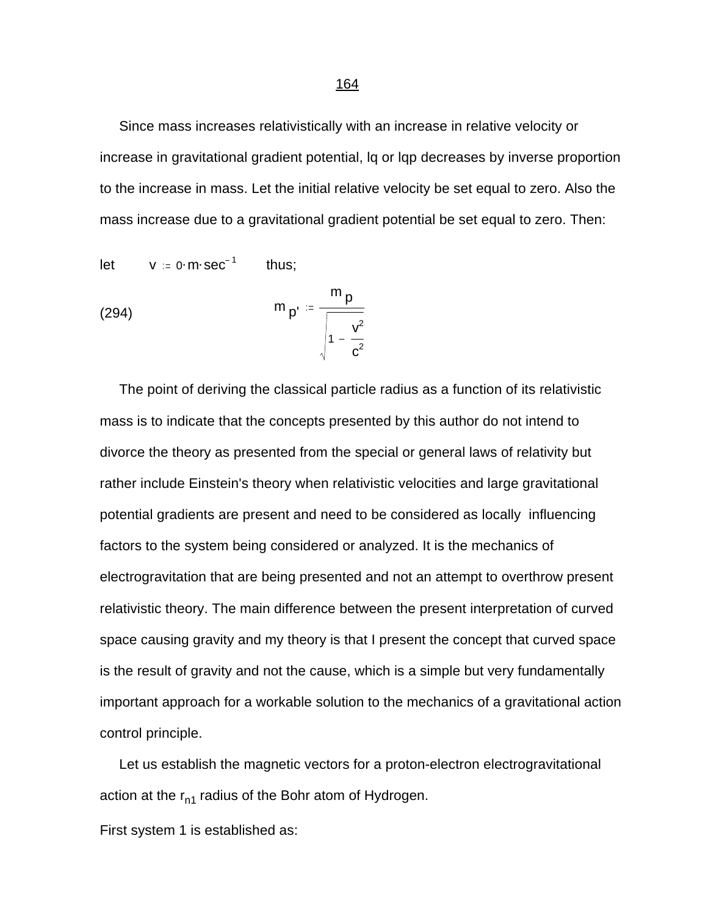Since mass increases relativistically with an increase in relative velocity or increase in gravitational gradient potential, lq or lqp decreases by inverse proportion to the increase in mass. Let the initial relative velocity be set equal to zero. Also the mass increase due to a gravitational gradient potential be set equal to zero. Then:

let $\quad v := 0 \cdot m \cdot sec^{-1} \quad$ thus;

(294)
$$m_{p'} := \frac{m_p}{\sqrt{1 - \frac{v^2}{c^2}}}$$

The point of deriving the classical particle radius as a function of its relativistic mass is to indicate that the concepts presented by this author do not intend to divorce the theory as presented from the special or general laws of relativity but rather include Einstein's theory when relativistic velocities and large gravitational potential gradients are present and need to be considered as locally influencing factors to the system being considered or analyzed. It is the mechanics of electrogravitation that are being presented and not an attempt to overthrow present relativistic theory. The main difference between the present interpretation of curved space causing gravity and my theory is that I present the concept that curved space is the result of gravity and not the cause, which is a simple but very fundamentally important approach for a workable solution to the mechanics of a gravitational action control principle.

Let us establish the magnetic vectors for a proton-electron electrogravitational action at the $r_{n1}$ radius of the Bohr atom of Hydrogen.

First system 1 is established as: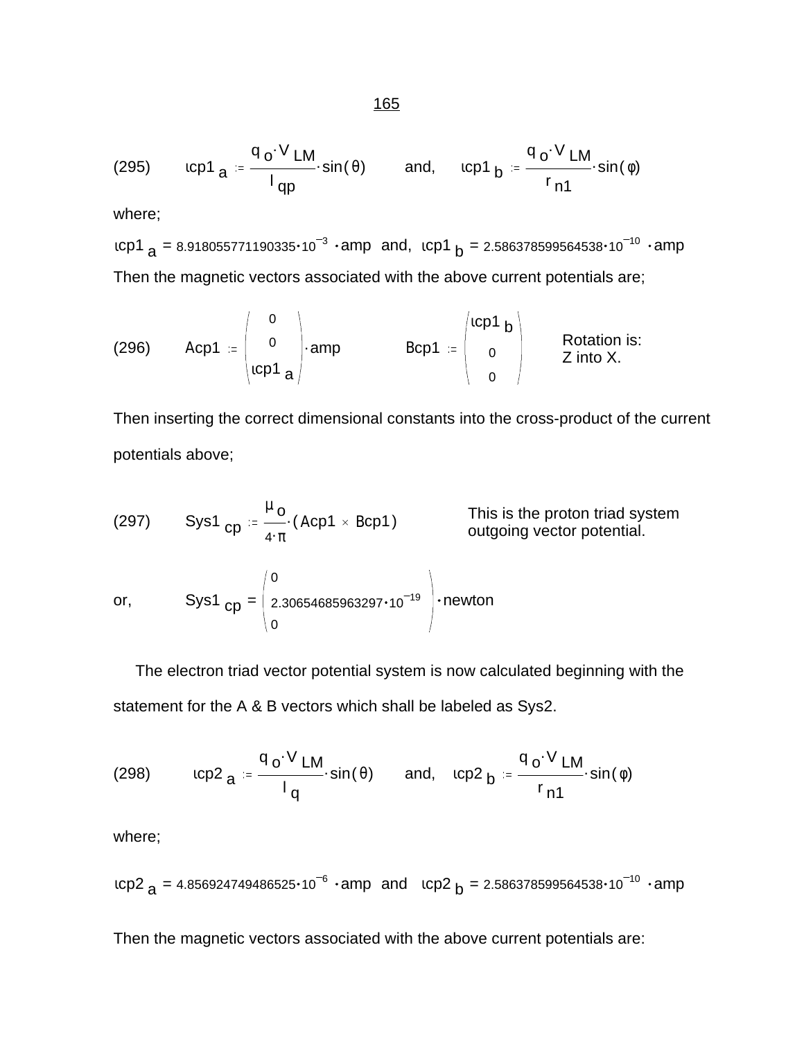(295) $\quad \iota cp1_a := \dfrac{q_o \cdot V_{LM}}{l_{qp}} \cdot \sin(\theta) \quad$ and, $\quad \iota cp1_b := \dfrac{q_o \cdot V_{LM}}{r_{n1}} \cdot \sin(\varphi)$

where;

$\iota cp1_a = 8.918055771190335 \cdot 10^{-3} \cdot amp$ and, $\iota cp1_b = 2.586378599564538 \cdot 10^{-10} \cdot amp$

Then the magnetic vectors associated with the above current potentials are;

(296) $\quad Acp1 := \begin{pmatrix} 0 \\ 0 \\ \iota cp1_a \end{pmatrix} \cdot amp \qquad Bcp1 := \begin{pmatrix} \iota cp1_b \\ 0 \\ 0 \end{pmatrix}$ $\quad$ Rotation is: Z into X.

Then inserting the correct dimensional constants into the cross-product of the current potentials above;

(297) $\quad Sys1_{cp} := \dfrac{\mu_o}{4 \cdot \pi} \cdot (Acp1 \times Bcp1)$ $\quad$ This is the proton triad system outgoing vector potential.

or, $\quad Sys1_{cp} = \begin{pmatrix} 0 \\ 2.30654685963297 \cdot 10^{-19} \\ 0 \end{pmatrix} \cdot newton$

The electron triad vector potential system is now calculated beginning with the statement for the A & B vectors which shall be labeled as Sys2.

(298) $\quad \iota cp2_a := \dfrac{q_o \cdot V_{LM}}{l_q} \cdot \sin(\theta) \quad$ and, $\quad \iota cp2_b := \dfrac{q_o \cdot V_{LM}}{r_{n1}} \cdot \sin(\varphi)$

where;

$\iota cp2_a = 4.856924749486525 \cdot 10^{-6} \cdot amp$ and $\iota cp2_b = 2.586378599564538 \cdot 10^{-10} \cdot amp$

Then the magnetic vectors associated with the above current potentials are: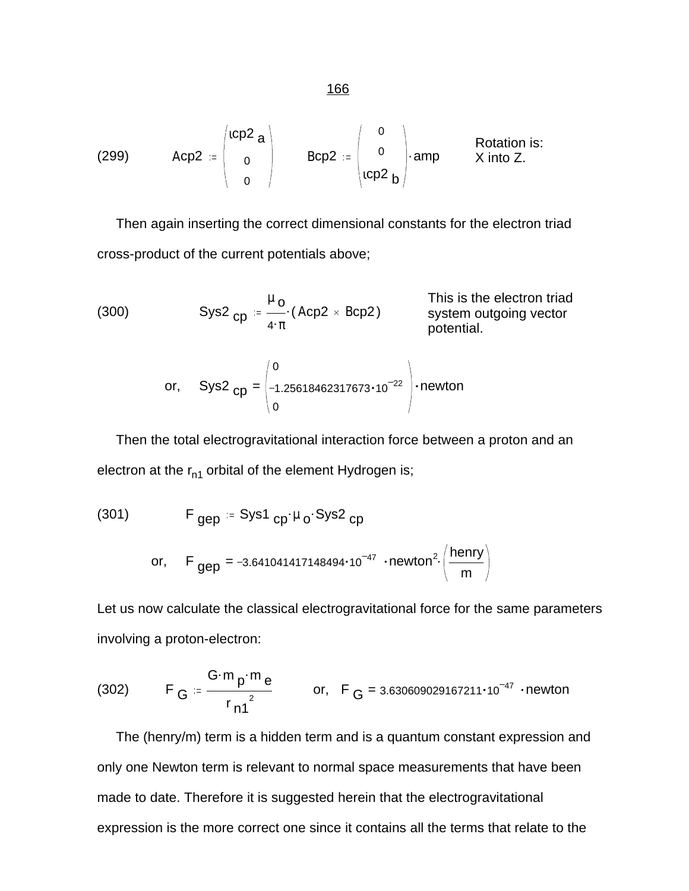(299) $$Acp2 := \begin{pmatrix} \iota cp2_a \\ 0 \\ 0 \end{pmatrix} \qquad Bcp2 := \begin{pmatrix} 0 \\ 0 \\ \iota cp2_b \end{pmatrix} \cdot amp$$

Rotation is: X into Z.

Then again inserting the correct dimensional constants for the electron triad cross-product of the current potentials above;

(300) $$Sys2_{cp} := \frac{\mu_o}{4 \cdot \pi} \cdot (Acp2 \times Bcp2)$$

This is the electron triad system outgoing vector potential.

$$\text{or,} \quad Sys2_{cp} = \begin{pmatrix} 0 \\ -1.25618462317673 \cdot 10^{-22} \\ 0 \end{pmatrix} \cdot newton$$

Then the total electrogravitational interaction force between a proton and an electron at the $r_{n1}$ orbital of the element Hydrogen is;

(301) $$F_{gep} := Sys1_{cp} \cdot \mu_o \cdot Sys2_{cp}$$

$$\text{or,} \quad F_{gep} = -3.641041417148494 \cdot 10^{-47} \cdot newton^2 \cdot \left( \frac{henry}{m} \right)$$

Let us now calculate the classical electrogravitational force for the same parameters involving a proton-electron:

(302) $$F_G := \frac{G \cdot m_p \cdot m_e}{{r_{n1}}^2} \qquad \text{or,} \quad F_G = 3.630609029167211 \cdot 10^{-47} \cdot newton$$

The (henry/m) term is a hidden term and is a quantum constant expression and only one Newton term is relevant to normal space measurements that have been made to date. Therefore it is suggested herein that the electrogravitational expression is the more correct one since it contains all the terms that relate to the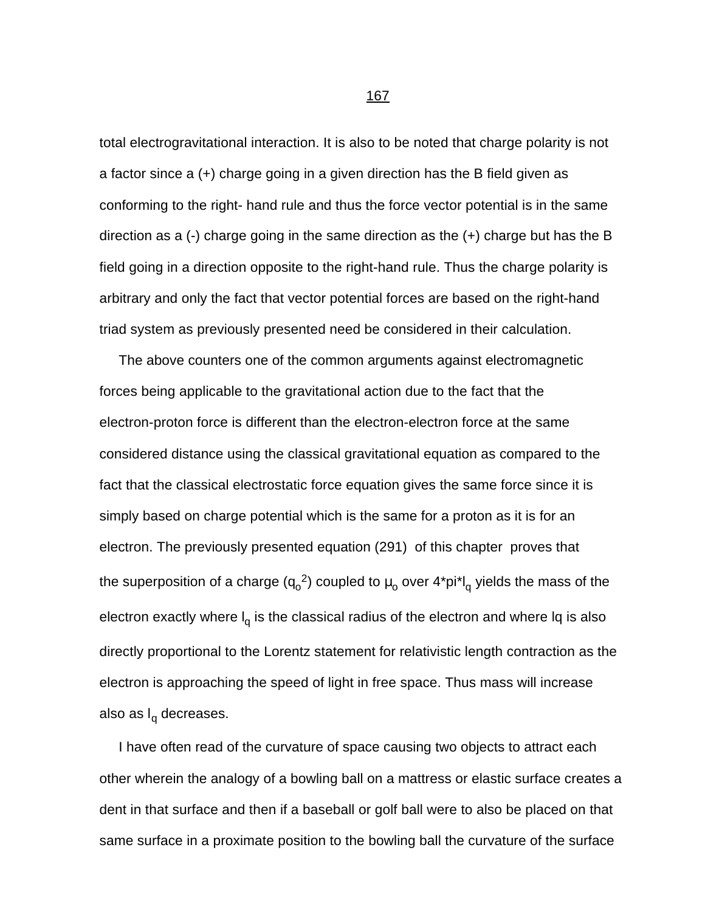total electrogravitational interaction. It is also to be noted that charge polarity is not a factor since a (+) charge going in a given direction has the B field given as conforming to the right- hand rule and thus the force vector potential is in the same direction as a (-) charge going in the same direction as the (+) charge but has the B field going in a direction opposite to the right-hand rule. Thus the charge polarity is arbitrary and only the fact that vector potential forces are based on the right-hand triad system as previously presented need be considered in their calculation.

The above counters one of the common arguments against electromagnetic forces being applicable to the gravitational action due to the fact that the electron-proton force is different than the electron-electron force at the same considered distance using the classical gravitational equation as compared to the fact that the classical electrostatic force equation gives the same force since it is simply based on charge potential which is the same for a proton as it is for an electron. The previously presented equation (291) of this chapter proves that the superposition of a charge ($q_o^2$) coupled to $\mu_o$ over 4*pi*$l_q$ yields the mass of the electron exactly where $l_q$ is the classical radius of the electron and where lq is also directly proportional to the Lorentz statement for relativistic length contraction as the electron is approaching the speed of light in free space. Thus mass will increase also as $l_q$ decreases.

I have often read of the curvature of space causing two objects to attract each other wherein the analogy of a bowling ball on a mattress or elastic surface creates a dent in that surface and then if a baseball or golf ball were to also be placed on that same surface in a proximate position to the bowling ball the curvature of the surface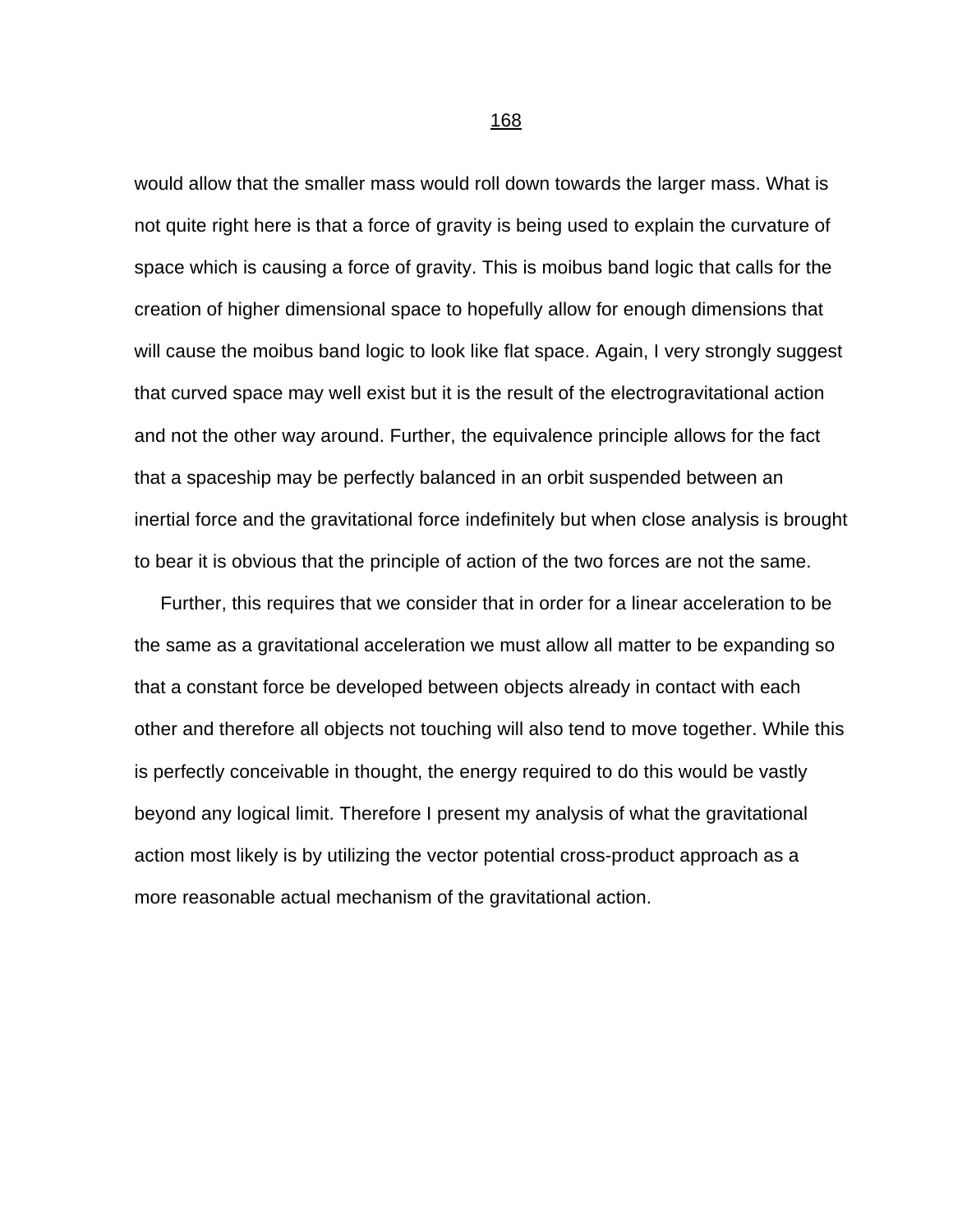would allow that the smaller mass would roll down towards the larger mass. What is not quite right here is that a force of gravity is being used to explain the curvature of space which is causing a force of gravity. This is moibus band logic that calls for the creation of higher dimensional space to hopefully allow for enough dimensions that will cause the moibus band logic to look like flat space. Again, I very strongly suggest that curved space may well exist but it is the result of the electrogravitational action and not the other way around. Further, the equivalence principle allows for the fact that a spaceship may be perfectly balanced in an orbit suspended between an inertial force and the gravitational force indefinitely but when close analysis is brought to bear it is obvious that the principle of action of the two forces are not the same.

Further, this requires that we consider that in order for a linear acceleration to be the same as a gravitational acceleration we must allow all matter to be expanding so that a constant force be developed between objects already in contact with each other and therefore all objects not touching will also tend to move together. While this is perfectly conceivable in thought, the energy required to do this would be vastly beyond any logical limit. Therefore I present my analysis of what the gravitational action most likely is by utilizing the vector potential cross-product approach as a more reasonable actual mechanism of the gravitational action.